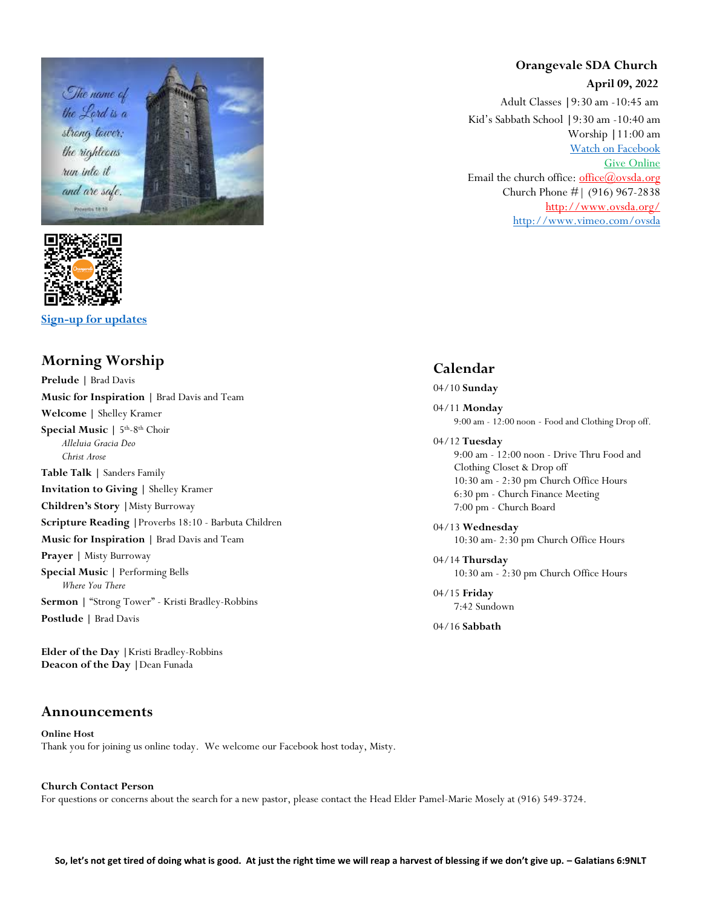# Orangevale SDA Church

**April 09, 2022**

Adult Classes | 9:30 am -10:45 am

Kid's Sabbath School | 9:30 am -10:40 am

Worship | 11:00 am

Watch on Facebook

Give Online

Email the church office: office@ovsda.org

Church Phone #| (916) 967-2838

http://www.ovsda.org/

http://www.vimeo.com/ovsda

Sign-up for updates

## Morning Worship

**Prelude** | Brad Davis

**Music for Inspiration** | Brad Davis and Team

**Welcome** | Shelley Kramer

**Special Music** | 5th-8th Choir
*Alleluia Gracia Deo*
*Christ Arose*

**Table Talk** | Sanders Family

**Invitation to Giving** | Shelley Kramer

**Children's Story** | Misty Burroway

**Scripture Reading** | Proverbs 18:10 - Barbuta Children

**Music for Inspiration** | Brad Davis and Team

**Prayer** | Misty Burroway

**Special Music** | Performing Bells
*Where You There*

**Sermon** | "Strong Tower" - Kristi Bradley-Robbins

**Postlude** | Brad Davis

**Elder of the Day** | Kristi Bradley-Robbins
**Deacon of the Day** | Dean Funada

## Calendar

04/10 **Sunday**

04/11 **Monday**
9:00 am - 12:00 noon - Food and Clothing Drop off.

04/12 **Tuesday**
9:00 am - 12:00 noon - Drive Thru Food and Clothing Closet & Drop off
10:30 am - 2:30 pm Church Office Hours
6:30 pm - Church Finance Meeting
7:00 pm - Church Board

04/13 **Wednesday**
10:30 am- 2:30 pm Church Office Hours

04/14 **Thursday**
10:30 am - 2:30 pm Church Office Hours

04/15 **Friday**
7:42 Sundown

04/16 **Sabbath**

## Announcements

**Online Host**
Thank you for joining us online today. We welcome our Facebook host today, Misty.

**Church Contact Person**
For questions or concerns about the search for a new pastor, please contact the Head Elder Pamel-Marie Mosely at (916) 549-3724.

**So, let's not get tired of doing what is good. At just the right time we will reap a harvest of blessing if we don't give up. – Galatians 6:9NLT**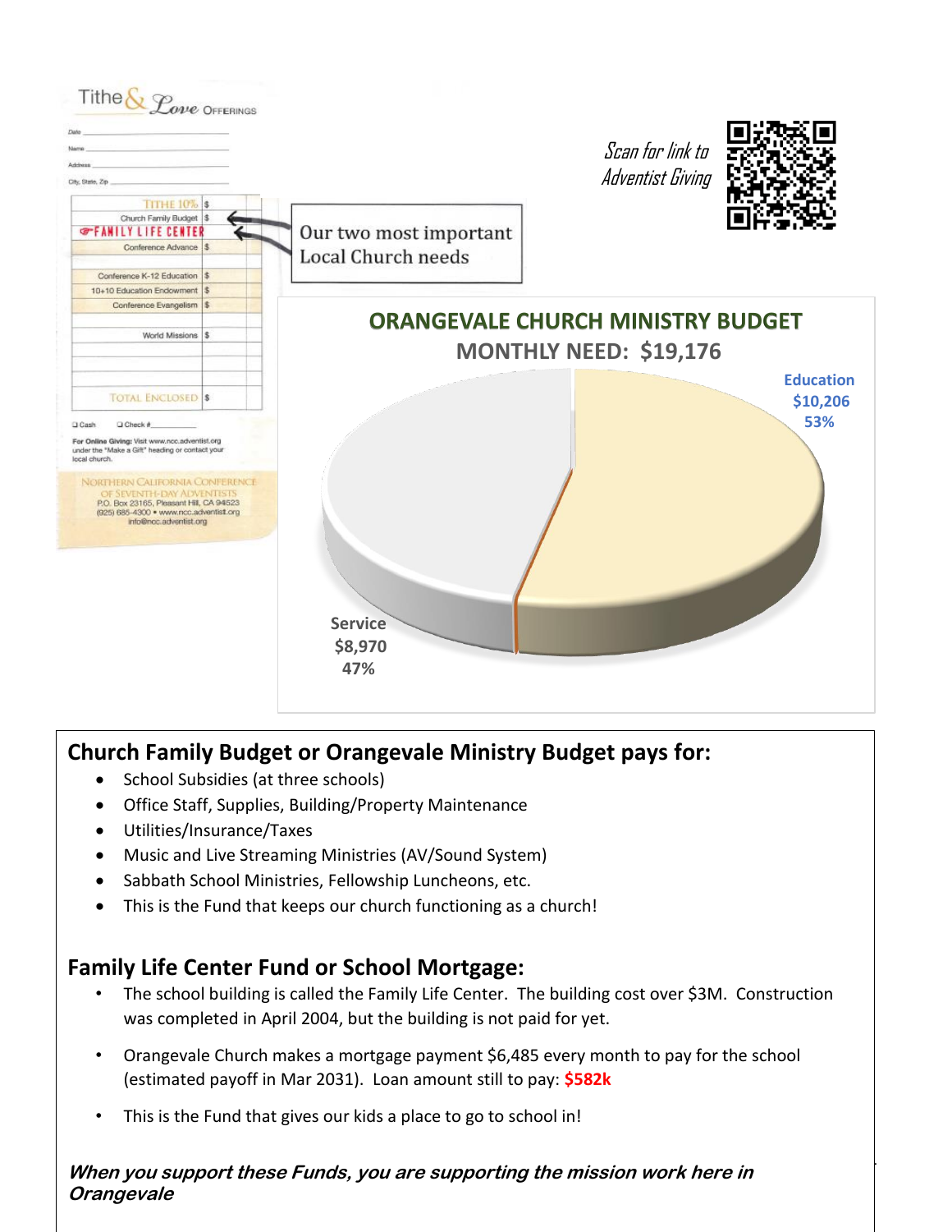Tithe & Love OFFERINGS

Date

Name

Address

City, State, Zip

| | |
|---|---|
| TITHE 10% | $ |
| Church Family Budget | $ |
| FAMILY LIFE CENTER | |
| Conference Advance | $ |
| Conference K-12 Education | $ |
| 10+10 Education Endowment | $ |
| Conference Evangelism | $ |
| World Missions | $ |
| | |
| | |
| TOTAL ENCLOSED | $ |

☐ Cash ☐ Check #

For Online Giving: Visit www.ncc.adventist.org under the "Make a Gift" heading or contact your local church.

NORTHERN CALIFORNIA CONFERENCE OF SEVENTH-DAY ADVENTISTS
P.O. Box 23165, Pleasant Hill, CA 94523
(925) 685-4300 • www.ncc.adventist.org
info@ncc.adventist.org

Our two most important Local Church needs

Scan for link to Adventist Giving

ORANGEVALE CHURCH MINISTRY BUDGET

MONTHLY NEED: $19,176

Education
$10,206
53%

Service
$8,970
47%

## Church Family Budget or Orangevale Ministry Budget pays for:

- School Subsidies (at three schools)
- Office Staff, Supplies, Building/Property Maintenance
- Utilities/Insurance/Taxes
- Music and Live Streaming Ministries (AV/Sound System)
- Sabbath School Ministries, Fellowship Luncheons, etc.
- This is the Fund that keeps our church functioning as a church!

## Family Life Center Fund or School Mortgage:

- The school building is called the Family Life Center. The building cost over $3M. Construction was completed in April 2004, but the building is not paid for yet.
- Orangevale Church makes a mortgage payment $6,485 every month to pay for the school (estimated payoff in Mar 2031). Loan amount still to pay: **$582k**
- This is the Fund that gives our kids a place to go to school in!

***When you support these Funds, you are supporting the mission work here in Orangevale***